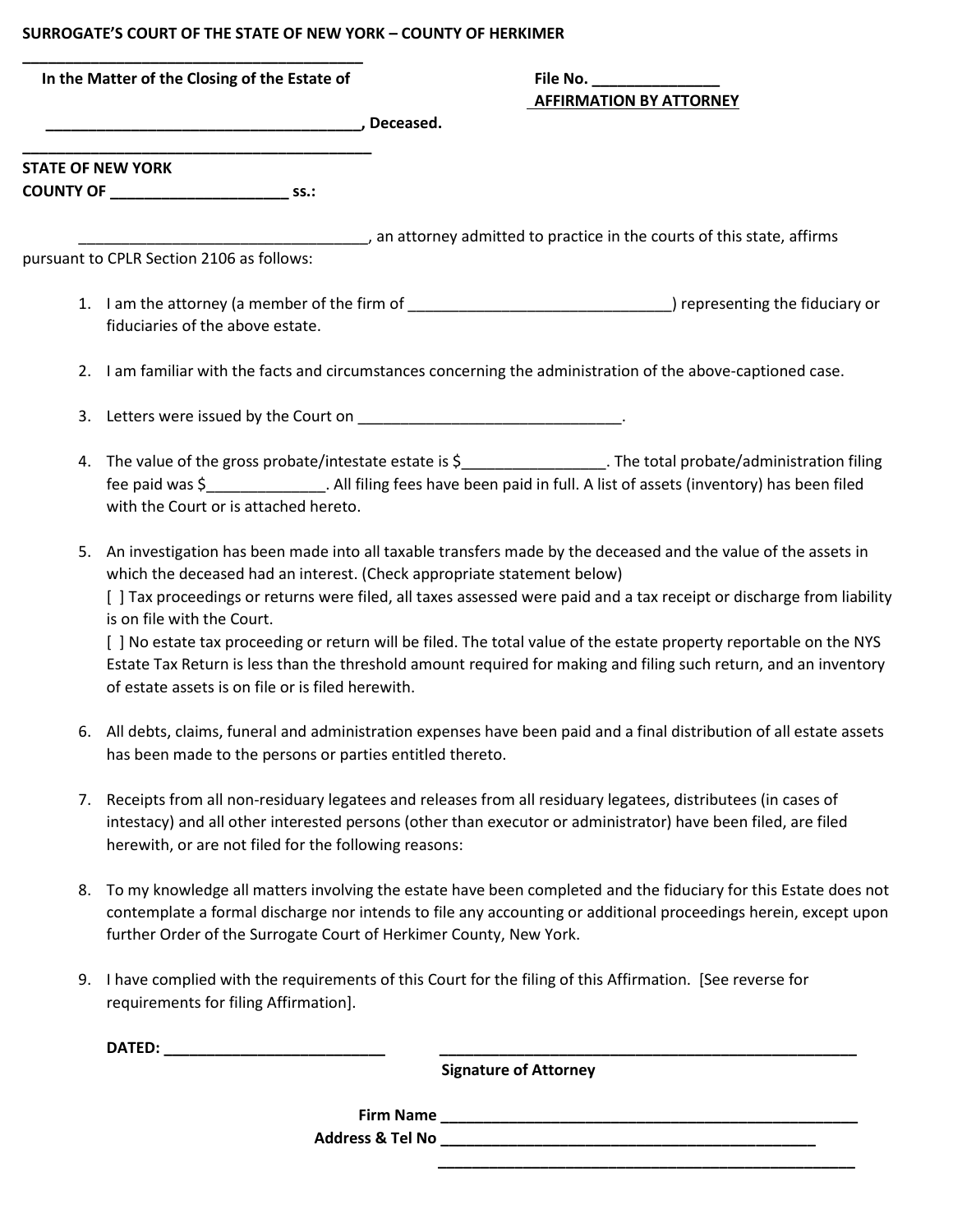**SURROGATE'S COURT OF THE STATE OF NEW YORK – COUNTY OF HERKIMER**

_______________________________________

**In the Matter of the Closing of the Estate of**

**_____________________________________, Deceased.**

_______________________________________

**File No. ______________**

**AFFIRMATION BY ATTORNEY**

**STATE OF NEW YORK**

**COUNTY OF ____________________ ss.:**

_________________________________, an attorney admitted to practice in the courts of this state, affirms pursuant to CPLR Section 2106 as follows:

1. I am the attorney (a member of the firm of ______________________________) representing the fiduciary or fiduciaries of the above estate.
2. I am familiar with the facts and circumstances concerning the administration of the above-captioned case.
3. Letters were issued by the Court on ______________________________.
4. The value of the gross probate/intestate estate is $________________. The total probate/administration filing fee paid was $_____________. All filing fees have been paid in full. A list of assets (inventory) has been filed with the Court or is attached hereto.
5. An investigation has been made into all taxable transfers made by the deceased and the value of the assets in which the deceased had an interest. (Check appropriate statement below)
   [ ] Tax proceedings or returns were filed, all taxes assessed were paid and a tax receipt or discharge from liability is on file with the Court.
   [ ] No estate tax proceeding or return will be filed. The total value of the estate property reportable on the NYS Estate Tax Return is less than the threshold amount required for making and filing such return, and an inventory of estate assets is on file or is filed herewith.
6. All debts, claims, funeral and administration expenses have been paid and a final distribution of all estate assets has been made to the persons or parties entitled thereto.
7. Receipts from all non-residuary legatees and releases from all residuary legatees, distributees (in cases of intestacy) and all other interested persons (other than executor or administrator) have been filed, are filed herewith, or are not filed for the following reasons:
8. To my knowledge all matters involving the estate have been completed and the fiduciary for this Estate does not contemplate a formal discharge nor intends to file any accounting or additional proceedings herein, except upon further Order of the Surrogate Court of Herkimer County, New York.
9. I have complied with the requirements of this Court for the filing of this Affirmation. [See reverse for requirements for filing Affirmation].

**DATED:** _________________________ ______________________________________________

**Signature of Attorney**

**Firm Name** ______________________________________________

**Address & Tel No** ______________________________________________

______________________________________________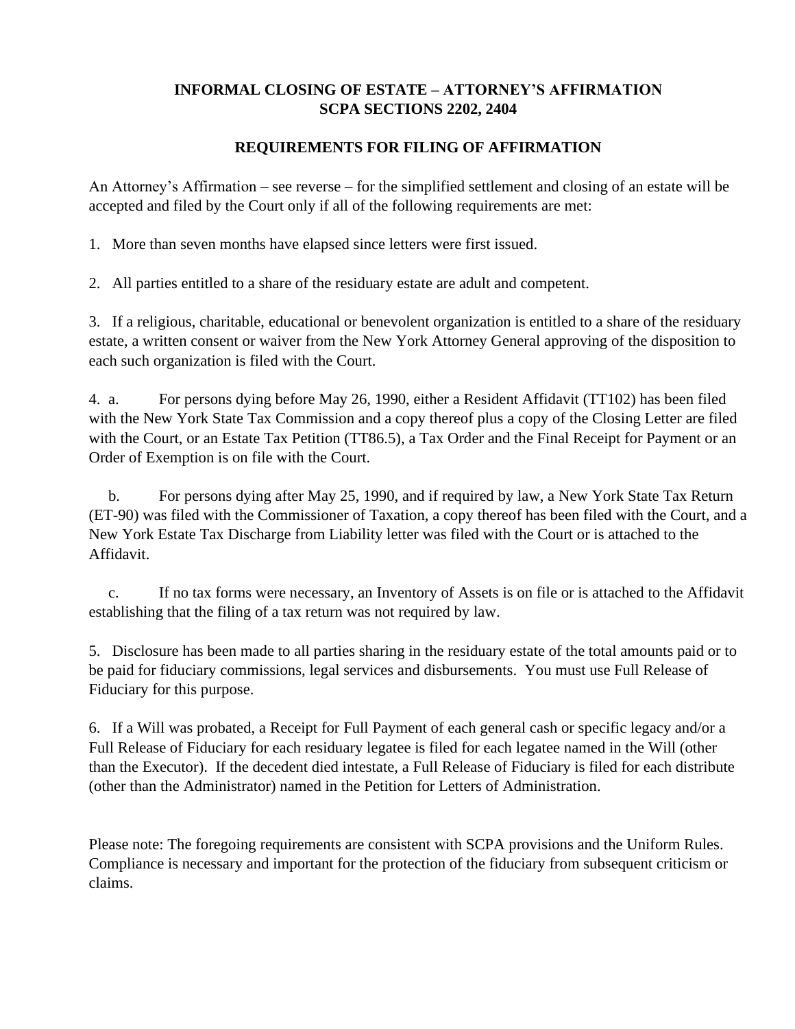# INFORMAL CLOSING OF ESTATE – ATTORNEY'S AFFIRMATION
## SCPA SECTIONS 2202, 2404

## REQUIREMENTS FOR FILING OF AFFIRMATION

An Attorney's Affirmation – see reverse – for the simplified settlement and closing of an estate will be accepted and filed by the Court only if all of the following requirements are met:

1. More than seven months have elapsed since letters were first issued.

2. All parties entitled to a share of the residuary estate are adult and competent.

3. If a religious, charitable, educational or benevolent organization is entitled to a share of the residuary estate, a written consent or waiver from the New York Attorney General approving of the disposition to each such organization is filed with the Court.

4. a. For persons dying before May 26, 1990, either a Resident Affidavit (TT102) has been filed with the New York State Tax Commission and a copy thereof plus a copy of the Closing Letter are filed with the Court, or an Estate Tax Petition (TT86.5), a Tax Order and the Final Receipt for Payment or an Order of Exemption is on file with the Court.

   b. For persons dying after May 25, 1990, and if required by law, a New York State Tax Return (ET-90) was filed with the Commissioner of Taxation, a copy thereof has been filed with the Court, and a New York Estate Tax Discharge from Liability letter was filed with the Court or is attached to the Affidavit.

   c. If no tax forms were necessary, an Inventory of Assets is on file or is attached to the Affidavit establishing that the filing of a tax return was not required by law.

5. Disclosure has been made to all parties sharing in the residuary estate of the total amounts paid or to be paid for fiduciary commissions, legal services and disbursements. You must use Full Release of Fiduciary for this purpose.

6. If a Will was probated, a Receipt for Full Payment of each general cash or specific legacy and/or a Full Release of Fiduciary for each residuary legatee is filed for each legatee named in the Will (other than the Executor). If the decedent died intestate, a Full Release of Fiduciary is filed for each distribute (other than the Administrator) named in the Petition for Letters of Administration.

Please note: The foregoing requirements are consistent with SCPA provisions and the Uniform Rules. Compliance is necessary and important for the protection of the fiduciary from subsequent criticism or claims.